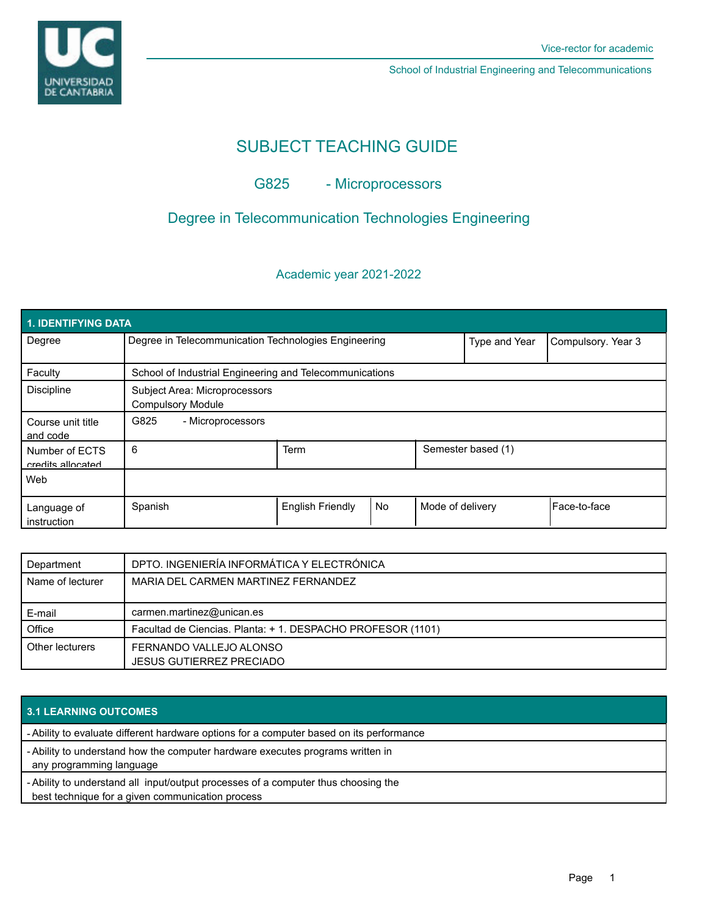Vice-rector for academic

School of Industrial Engineering and Telecommunications

# SUBJECT TEACHING GUIDE

## G825 - Microprocessors

## Degree in Telecommunication Technologies Engineering

Academic year 2021-2022

| 1. IDENTIFYING DATA | | | | | |
|---|---|---|---|---|---|
| Degree | Degree in Telecommunication Technologies Engineering | | | Type and Year | Compulsory. Year 3 |
| Faculty | School of Industrial Engineering and Telecommunications | | | | |
| Discipline | Subject Area: Microprocessors<br>Compulsory Module | | | | |
| Course unit title and code | G825 - Microprocessors | | | | |
| Number of ECTS credits allocated | 6 | Term | Semester based (1) | | |
| Web | | | | | |
| Language of instruction | Spanish | English Friendly | No | Mode of delivery | Face-to-face |

| | |
|---|---|
| Department | DPTO. INGENIERÍA INFORMÁTICA Y ELECTRÓNICA |
| Name of lecturer | MARIA DEL CARMEN MARTINEZ FERNANDEZ |
| E-mail | carmen.martinez@unican.es |
| Office | Facultad de Ciencias. Planta: + 1. DESPACHO PROFESOR (1101) |
| Other lecturers | FERNANDO VALLEJO ALONSO<br>JESUS GUTIERREZ PRECIADO |

| 3.1 LEARNING OUTCOMES |
|---|
| - Ability to evaluate different hardware options for a computer based on its performance |
| - Ability to understand how the computer hardware executes programs written in any programming language |
| - Ability to understand all input/output processes of a computer thus choosing the best technique for a given communication process |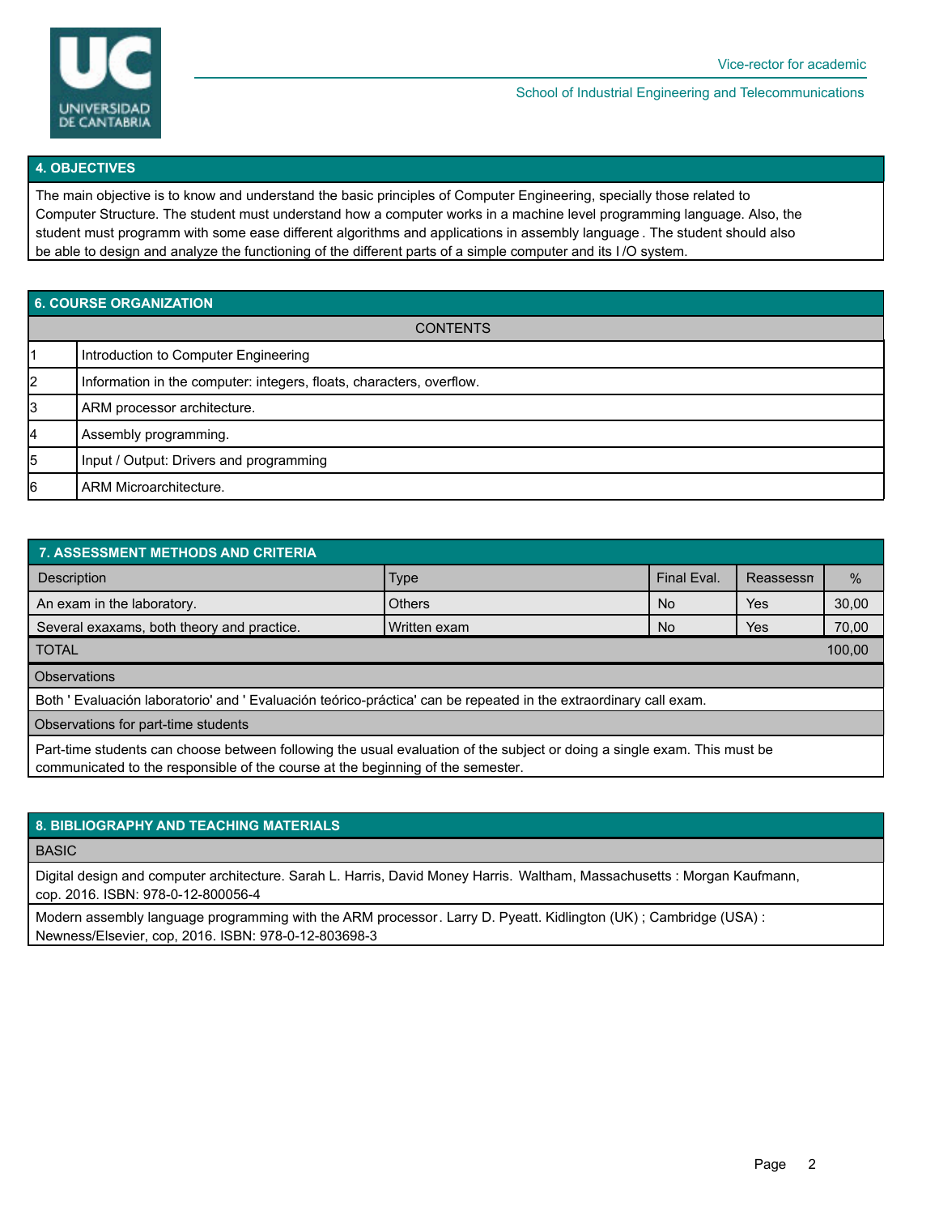## 4. OBJECTIVES

The main objective is to know and understand the basic principles of Computer Engineering, specially those related to Computer Structure. The student must understand how a computer works in a machine level programming language. Also, the student must programm with some ease different algorithms and applications in assembly language . The student should also be able to design and analyze the functioning of the different parts of a simple computer and its I /O system.

## 6. COURSE ORGANIZATION

| CONTENTS | |
|---|---|
| 1 | Introduction to Computer Engineering |
| 2 | Information in the computer: integers, floats, characters, overflow. |
| 3 | ARM processor architecture. |
| 4 | Assembly programming. |
| 5 | Input / Output: Drivers and programming |
| 6 | ARM Microarchitecture. |

## 7. ASSESSMENT METHODS AND CRITERIA

| Description | Type | Final Eval. | Reassessn | % |
|---|---|---|---|---|
| An exam in the laboratory. | Others | No | Yes | 30,00 |
| Several exaxams, both theory and practice. | Written exam | No | Yes | 70,00 |
| TOTAL | | | | 100,00 |

**Observations**

Both ' Evaluación laboratorio' and ' Evaluación teórico-práctica' can be repeated in the extraordinary call exam.

**Observations for part-time students**

Part-time students can choose between following the usual evaluation of the subject or doing a single exam. This must be communicated to the responsible of the course at the beginning of the semester.

## 8. BIBLIOGRAPHY AND TEACHING MATERIALS

**BASIC**

Digital design and computer architecture. Sarah L. Harris, David Money Harris. Waltham, Massachusetts : Morgan Kaufmann, cop. 2016. ISBN: 978-0-12-800056-4

Modern assembly language programming with the ARM processor . Larry D. Pyeatt. Kidlington (UK) ; Cambridge (USA) : Newness/Elsevier, cop, 2016. ISBN: 978-0-12-803698-3